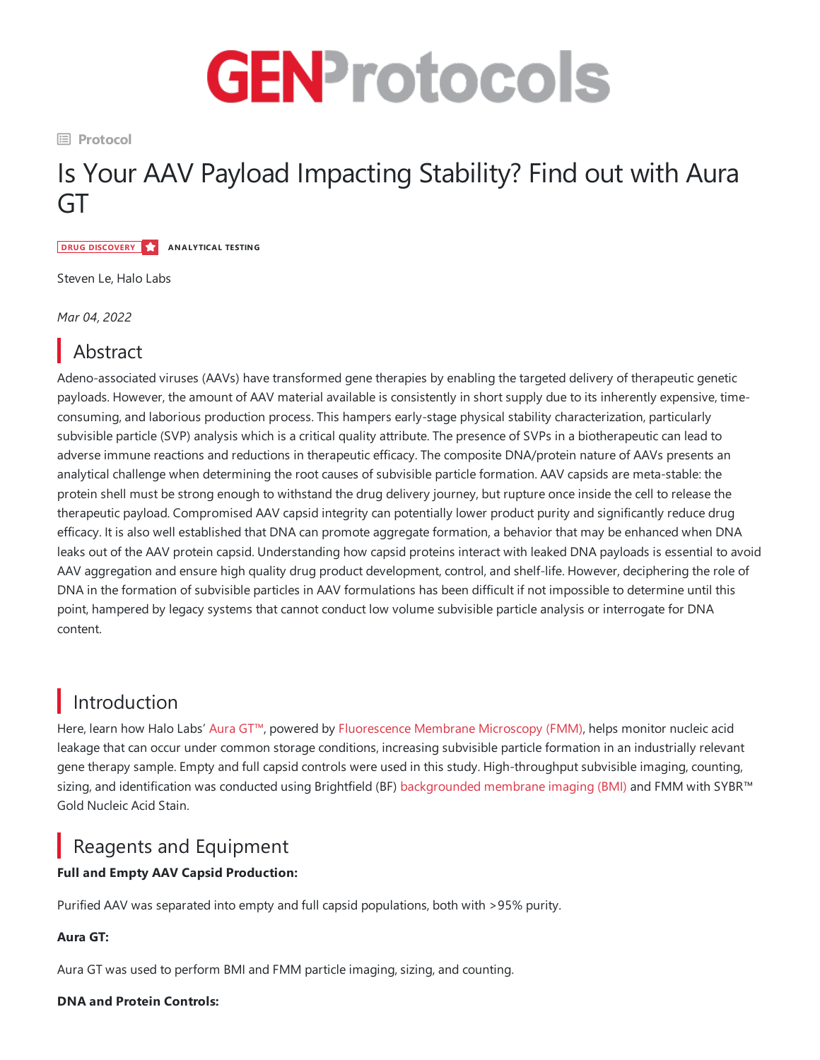# GENProtocols

Protocol

# Is Your AAV Payload Impacting Stability? Find out with Aura GT

DRUG DISCOVERY ANALYTICAL TESTING

Steven Le, Halo Labs

*Mar 04, 2022*

## Abstract

Adeno-associated viruses (AAVs) have transformed gene therapies by enabling the targeted delivery of therapeutic genetic payloads. However, the amount of AAV material available is consistently in short supply due to its inherently expensive, time-consuming, and laborious production process. This hampers early-stage physical stability characterization, particularly subvisible particle (SVP) analysis which is a critical quality attribute. The presence of SVPs in a biotherapeutic can lead to adverse immune reactions and reductions in therapeutic efficacy. The composite DNA/protein nature of AAVs presents an analytical challenge when determining the root causes of subvisible particle formation. AAV capsids are meta-stable: the protein shell must be strong enough to withstand the drug delivery journey, but rupture once inside the cell to release the therapeutic payload. Compromised AAV capsid integrity can potentially lower product purity and significantly reduce drug efficacy. It is also well established that DNA can promote aggregate formation, a behavior that may be enhanced when DNA leaks out of the AAV protein capsid. Understanding how capsid proteins interact with leaked DNA payloads is essential to avoid AAV aggregation and ensure high quality drug product development, control, and shelf-life. However, deciphering the role of DNA in the formation of subvisible particles in AAV formulations has been difficult if not impossible to determine until this point, hampered by legacy systems that cannot conduct low volume subvisible particle analysis or interrogate for DNA content.

## Introduction

Here, learn how Halo Labs' Aura GT™, powered by Fluorescence Membrane Microscopy (FMM), helps monitor nucleic acid leakage that can occur under common storage conditions, increasing subvisible particle formation in an industrially relevant gene therapy sample. Empty and full capsid controls were used in this study. High-throughput subvisible imaging, counting, sizing, and identification was conducted using Brightfield (BF) backgrounded membrane imaging (BMI) and FMM with SYBR™ Gold Nucleic Acid Stain.

## Reagents and Equipment

**Full and Empty AAV Capsid Production:**

Purified AAV was separated into empty and full capsid populations, both with >95% purity.

**Aura GT:**

Aura GT was used to perform BMI and FMM particle imaging, sizing, and counting.

**DNA and Protein Controls:**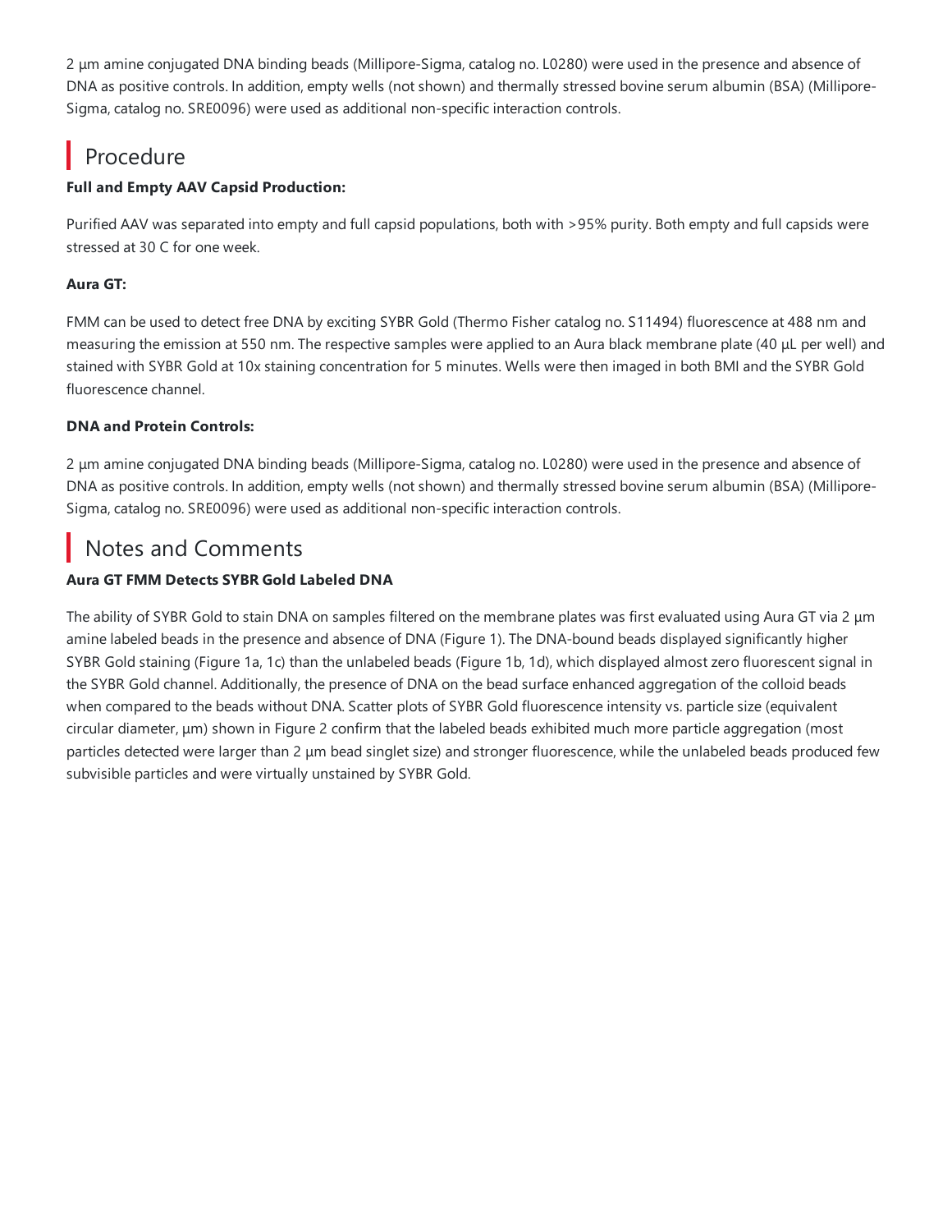2 µm amine conjugated DNA binding beads (Millipore-Sigma, catalog no. L0280) were used in the presence and absence of DNA as positive controls. In addition, empty wells (not shown) and thermally stressed bovine serum albumin (BSA) (Millipore-Sigma, catalog no. SRE0096) were used as additional non-specific interaction controls.

## Procedure

**Full and Empty AAV Capsid Production:**

Purified AAV was separated into empty and full capsid populations, both with >95% purity. Both empty and full capsids were stressed at 30 C for one week.

**Aura GT:**

FMM can be used to detect free DNA by exciting SYBR Gold (Thermo Fisher catalog no. S11494) fluorescence at 488 nm and measuring the emission at 550 nm. The respective samples were applied to an Aura black membrane plate (40 µL per well) and stained with SYBR Gold at 10x staining concentration for 5 minutes. Wells were then imaged in both BMI and the SYBR Gold fluorescence channel.

**DNA and Protein Controls:**

2 µm amine conjugated DNA binding beads (Millipore-Sigma, catalog no. L0280) were used in the presence and absence of DNA as positive controls. In addition, empty wells (not shown) and thermally stressed bovine serum albumin (BSA) (Millipore-Sigma, catalog no. SRE0096) were used as additional non-specific interaction controls.

## Notes and Comments

**Aura GT FMM Detects SYBR Gold Labeled DNA**

The ability of SYBR Gold to stain DNA on samples filtered on the membrane plates was first evaluated using Aura GT via 2 µm amine labeled beads in the presence and absence of DNA (Figure 1). The DNA-bound beads displayed significantly higher SYBR Gold staining (Figure 1a, 1c) than the unlabeled beads (Figure 1b, 1d), which displayed almost zero fluorescent signal in the SYBR Gold channel. Additionally, the presence of DNA on the bead surface enhanced aggregation of the colloid beads when compared to the beads without DNA. Scatter plots of SYBR Gold fluorescence intensity vs. particle size (equivalent circular diameter, µm) shown in Figure 2 confirm that the labeled beads exhibited much more particle aggregation (most particles detected were larger than 2 µm bead singlet size) and stronger fluorescence, while the unlabeled beads produced few subvisible particles and were virtually unstained by SYBR Gold.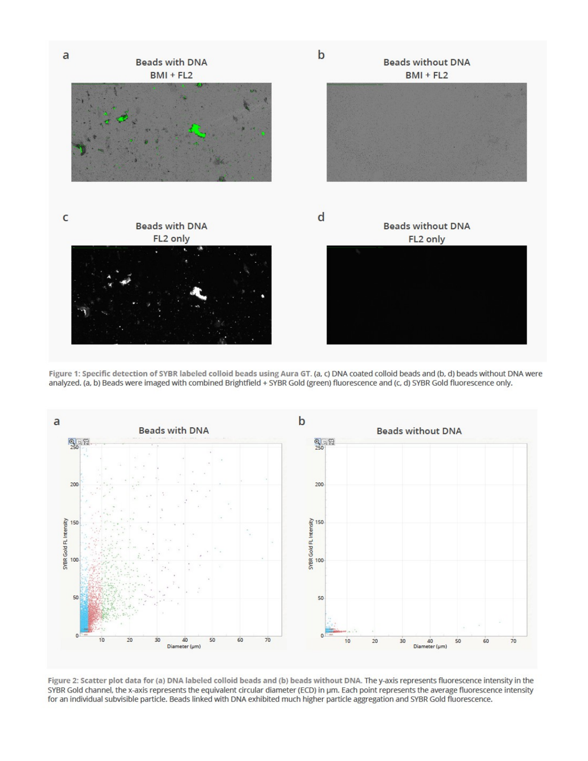Figure 1: Specific detection of SYBR labeled colloid beads using Aura GT. (a, c) DNA coated colloid beads and (b, d) beads without DNA were analyzed. (a, b) Beads were imaged with combined Brightfield + SYBR Gold (green) fluorescence and (c, d) SYBR Gold fluorescence only.

Figure 2: Scatter plot data for (a) DNA labeled colloid beads and (b) beads without DNA. The y-axis represents fluorescence intensity in the SYBR Gold channel, the x-axis represents the equivalent circular diameter (ECD) in µm. Each point represents the average fluorescence intensity for an individual subvisible particle. Beads linked with DNA exhibited much higher particle aggregation and SYBR Gold fluorescence.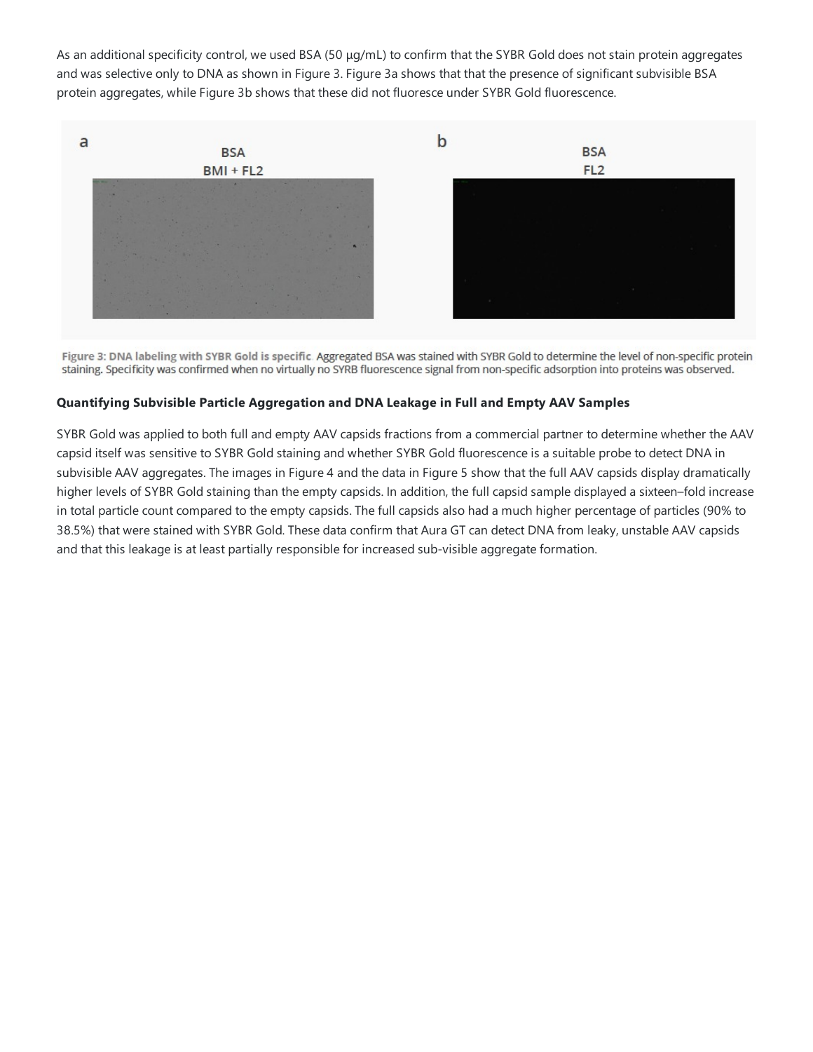As an additional specificity control, we used BSA (50 µg/mL) to confirm that the SYBR Gold does not stain protein aggregates and was selective only to DNA as shown in Figure 3. Figure 3a shows that that the presence of significant subvisible BSA protein aggregates, while Figure 3b shows that these did not fluoresce under SYBR Gold fluorescence.

**Figure 3: DNA labeling with SYBR Gold is specific**. Aggregated BSA was stained with SYBR Gold to determine the level of non-specific protein staining. Specificity was confirmed when no virtually no SYRB fluorescence signal from non-specific adsorption into proteins was observed.

### Quantifying Subvisible Particle Aggregation and DNA Leakage in Full and Empty AAV Samples

SYBR Gold was applied to both full and empty AAV capsids fractions from a commercial partner to determine whether the AAV capsid itself was sensitive to SYBR Gold staining and whether SYBR Gold fluorescence is a suitable probe to detect DNA in subvisible AAV aggregates. The images in Figure 4 and the data in Figure 5 show that the full AAV capsids display dramatically higher levels of SYBR Gold staining than the empty capsids. In addition, the full capsid sample displayed a sixteen–fold increase in total particle count compared to the empty capsids. The full capsids also had a much higher percentage of particles (90% to 38.5%) that were stained with SYBR Gold. These data confirm that Aura GT can detect DNA from leaky, unstable AAV capsids and that this leakage is at least partially responsible for increased sub-visible aggregate formation.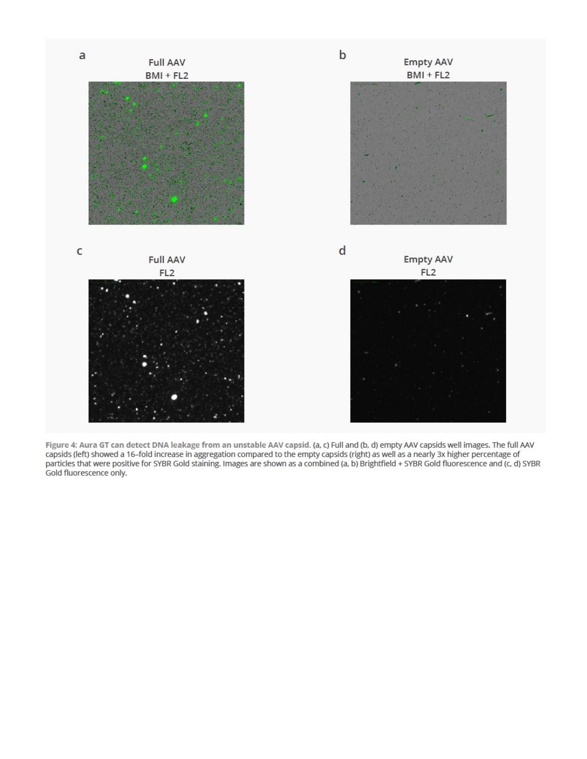a

Full AAV
BMI + FL2

b

Empty AAV
BMI + FL2

c

Full AAV
FL2

d

Empty AAV
FL2

**Figure 4: Aura GT can detect DNA leakage from an unstable AAV capsid.** (a, c) Full and (b, d) empty AAV capsids well images. The full AAV capsids (left) showed a 16–fold increase in aggregation compared to the empty capsids (right) as well as a nearly 3x higher percentage of particles that were positive for SYBR Gold staining. Images are shown as a combined (a, b) Brightfield + SYBR Gold fluorescence and (c, d) SYBR Gold fluorescence only.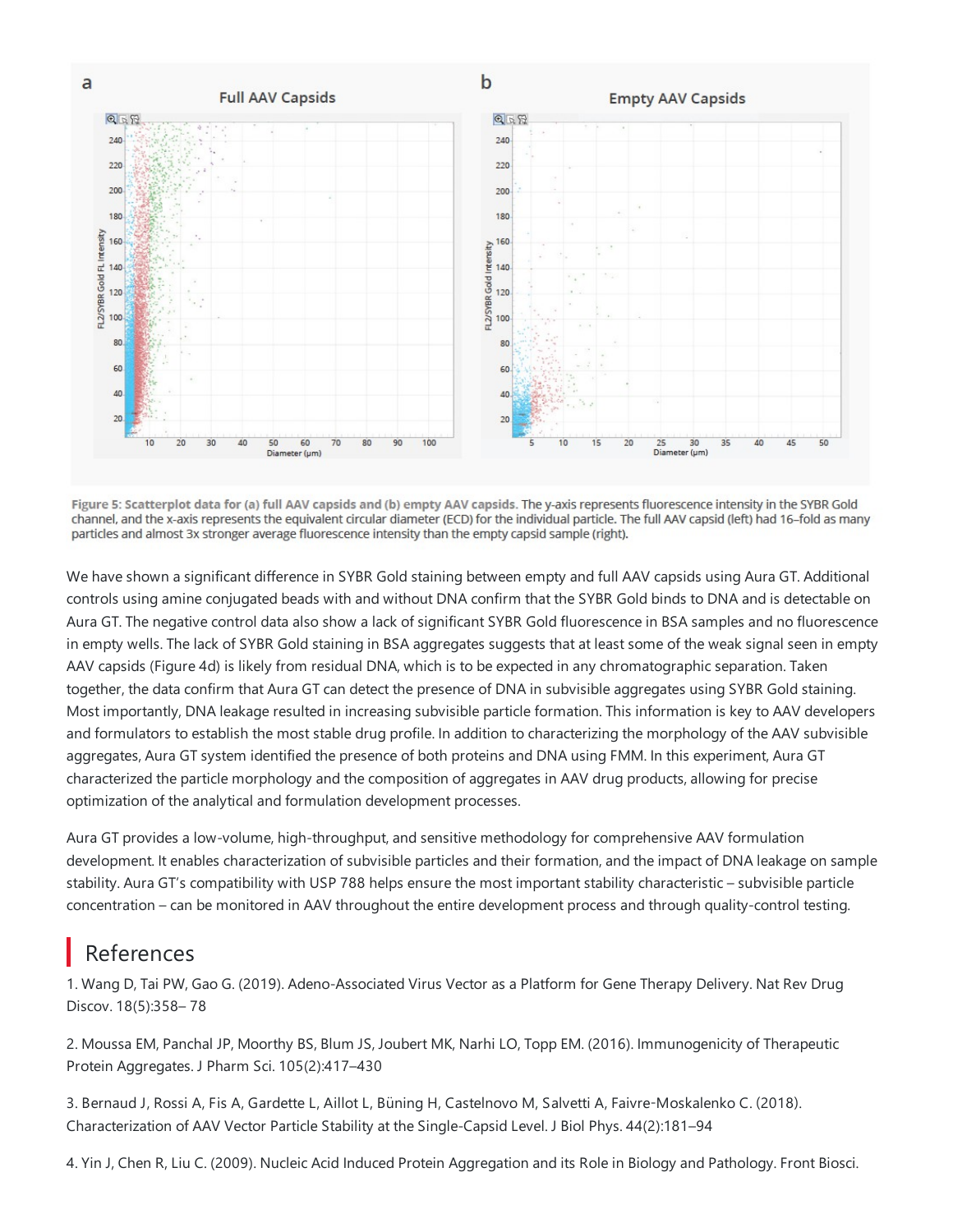**Figure 5: Scatterplot data for (a) full AAV capsids and (b) empty AAV capsids.** The y-axis represents fluorescence intensity in the SYBR Gold channel, and the x-axis represents the equivalent circular diameter (ECD) for the individual particle. The full AAV capsid (left) had 16-fold as many particles and almost 3x stronger average fluorescence intensity than the empty capsid sample (right).

We have shown a significant difference in SYBR Gold staining between empty and full AAV capsids using Aura GT. Additional controls using amine conjugated beads with and without DNA confirm that the SYBR Gold binds to DNA and is detectable on Aura GT. The negative control data also show a lack of significant SYBR Gold fluorescence in BSA samples and no fluorescence in empty wells. The lack of SYBR Gold staining in BSA aggregates suggests that at least some of the weak signal seen in empty AAV capsids (Figure 4d) is likely from residual DNA, which is to be expected in any chromatographic separation. Taken together, the data confirm that Aura GT can detect the presence of DNA in subvisible aggregates using SYBR Gold staining. Most importantly, DNA leakage resulted in increasing subvisible particle formation. This information is key to AAV developers and formulators to establish the most stable drug profile. In addition to characterizing the morphology of the AAV subvisible aggregates, Aura GT system identified the presence of both proteins and DNA using FMM. In this experiment, Aura GT characterized the particle morphology and the composition of aggregates in AAV drug products, allowing for precise optimization of the analytical and formulation development processes.

Aura GT provides a low-volume, high-throughput, and sensitive methodology for comprehensive AAV formulation development. It enables characterization of subvisible particles and their formation, and the impact of DNA leakage on sample stability. Aura GT's compatibility with USP 788 helps ensure the most important stability characteristic – subvisible particle concentration – can be monitored in AAV throughout the entire development process and through quality-control testing.

## References

1. Wang D, Tai PW, Gao G. (2019). Adeno-Associated Virus Vector as a Platform for Gene Therapy Delivery. Nat Rev Drug Discov. 18(5):358– 78

2. Moussa EM, Panchal JP, Moorthy BS, Blum JS, Joubert MK, Narhi LO, Topp EM. (2016). Immunogenicity of Therapeutic Protein Aggregates. J Pharm Sci. 105(2):417–430

3. Bernaud J, Rossi A, Fis A, Gardette L, Aillot L, Büning H, Castelnovo M, Salvetti A, Faivre-Moskalenko C. (2018). Characterization of AAV Vector Particle Stability at the Single-Capsid Level. J Biol Phys. 44(2):181–94

4. Yin J, Chen R, Liu C. (2009). Nucleic Acid Induced Protein Aggregation and its Role in Biology and Pathology. Front Biosci.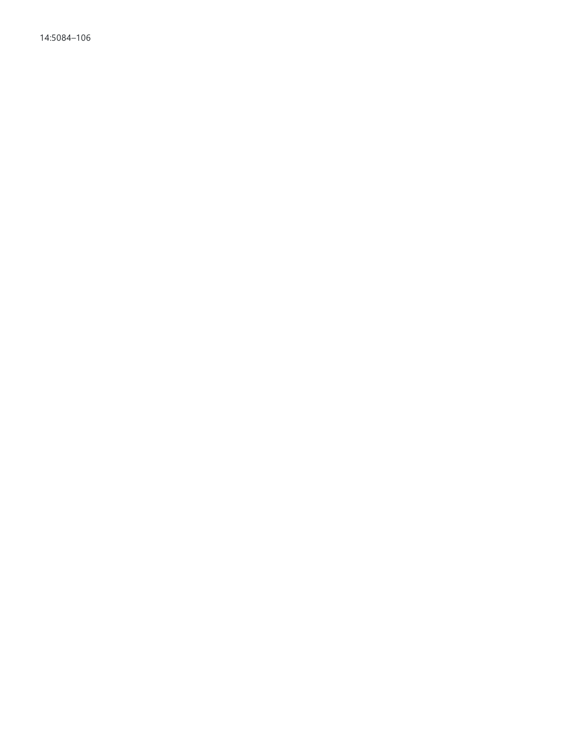14:5084–106